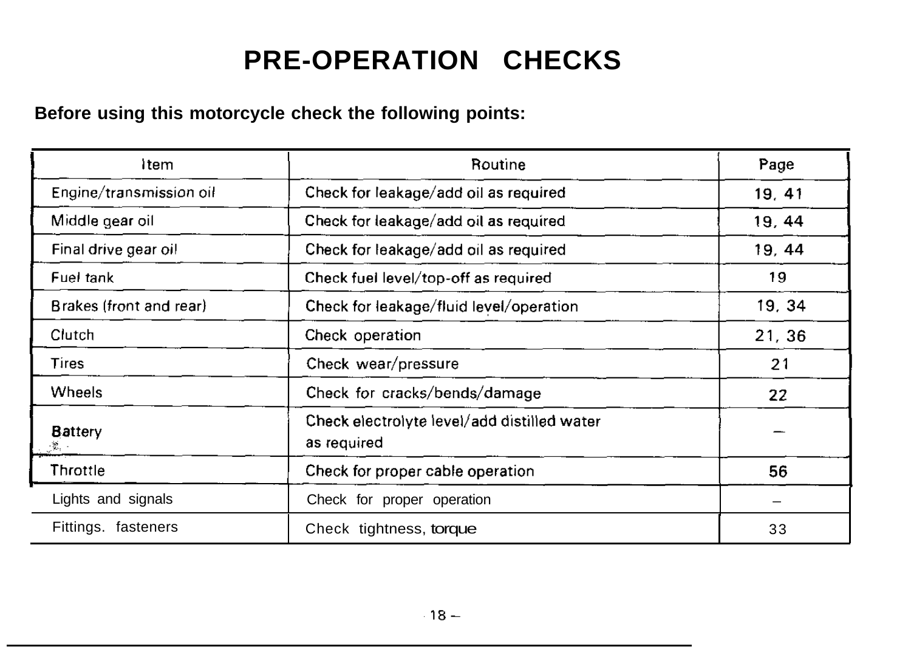# PRE-OPERATION CHECKS

**Before using this motorcycle check the following points:**

| Item | Routine | Page |
|---|---|---|
| Engine/transmission oil | Check for leakage/add oil as required | 19, 41 |
| Middle gear oil | Check for leakage/add oil as required | 19, 44 |
| Final drive gear oil | Check for leakage/add oil as required | 19, 44 |
| Fuel tank | Check fuel level/top-off as required | 19 |
| Brakes (front and rear) | Check for leakage/fluid level/operation | 19, 34 |
| Clutch | Check operation | 21, 36 |
| Tires | Check wear/pressure | 21 |
| Wheels | Check for cracks/bends/damage | 22 |
| Battery | Check electrolyte level/add distilled water as required | — |
| Throttle | Check for proper cable operation | 56 |
| Lights and signals | Check for proper operation | – |
| Fittings. fasteners | Check tightness, torque | 33 |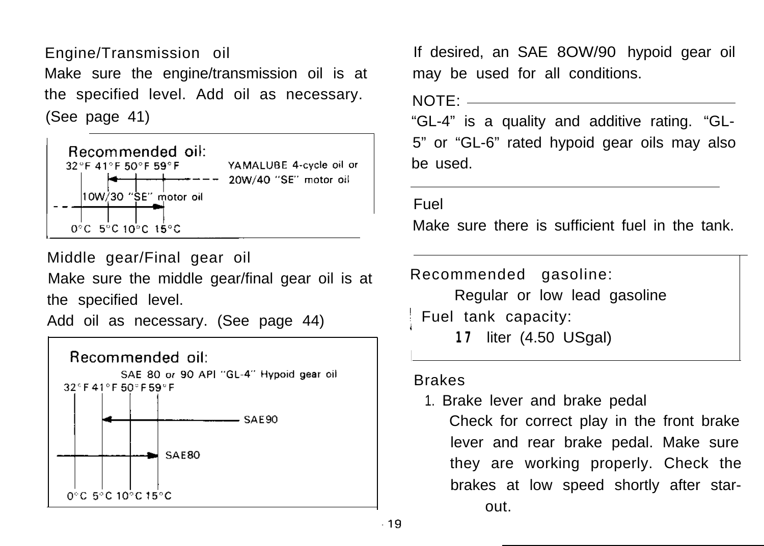### Engine/Transmission oil

Make sure the engine/transmission oil is at the specified level. Add oil as necessary. (See page 41)

**Recommended oil:**

32°F 41°F 50°F 59°F

YAMALUBE 4-cycle oil or 20W/40 "SE" motor oil

10W/30 "SE" motor oil

0°C 5°C 10°C 15°C

### Middle gear/Final gear oil

Make sure the middle gear/final gear oil is at the specified level.

Add oil as necessary. (See page 44)

**Recommended oil:**

SAE 80 or 90 API "GL-4" Hypoid gear oil

32°F 41°F 50°F 59°F

SAE90

SAE80

0°C 5°C 10°C 15°C

If desired, an SAE 8OW/90 hypoid gear oil may be used for all conditions.

NOTE:

"GL-4" is a quality and additive rating. "GL-5" or "GL-6" rated hypoid gear oils may also be used.

### Fuel

Make sure there is sufficient fuel in the tank.

Recommended gasoline:
Regular or low lead gasoline

Fuel tank capacity:
**17** liter (4.50 USgal)

### Brakes

1. Brake lever and brake pedal

   Check for correct play in the front brake lever and rear brake pedal. Make sure they are working properly. Check the brakes at low speed shortly after star- out.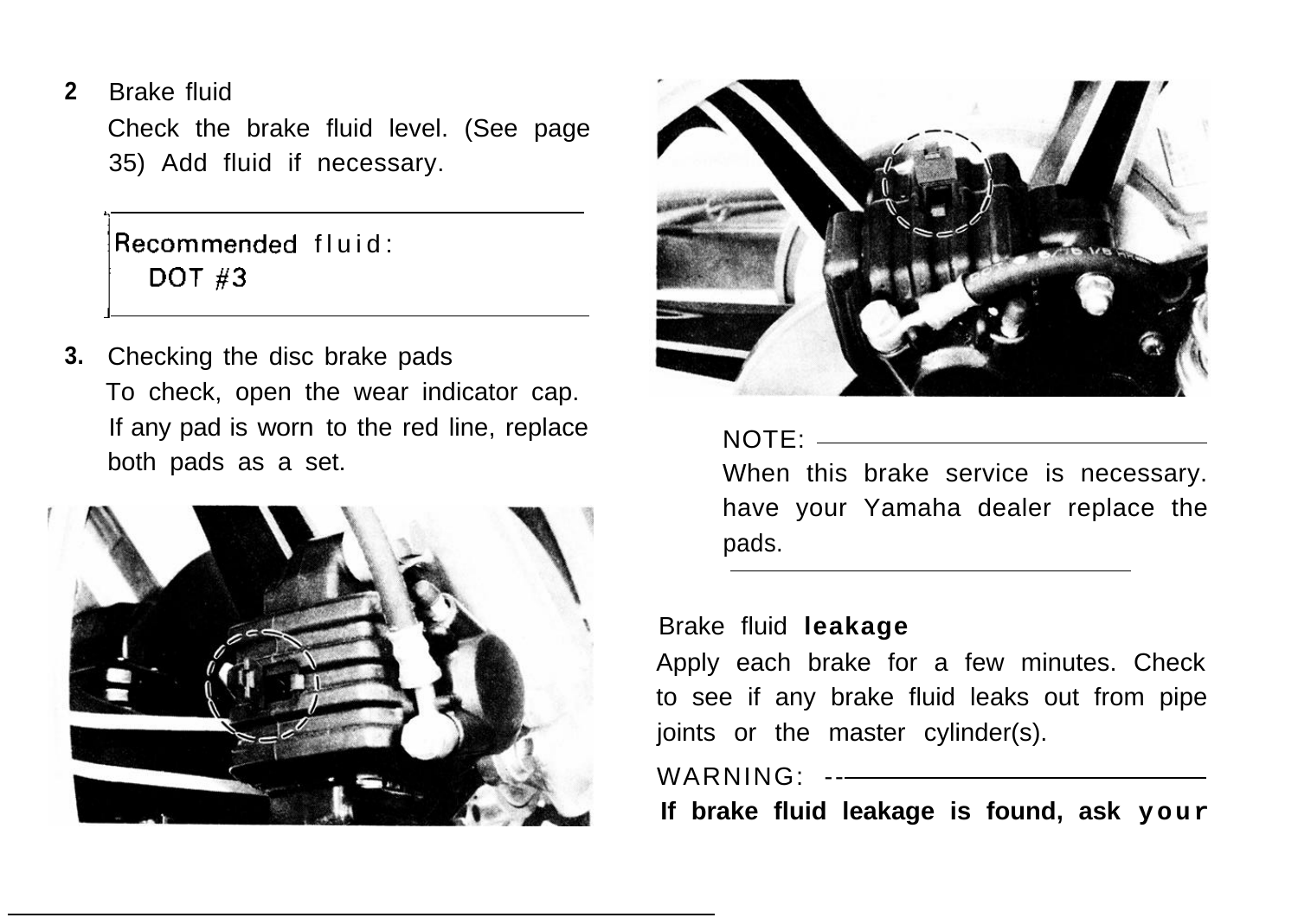2. Brake fluid

Check the brake fluid level. (See page 35) Add fluid if necessary.

Recommended fluid:
DOT #3

3. Checking the disc brake pads

To check, open the wear indicator cap. If any pad is worn to the red line, replace both pads as a set.

NOTE:

When this brake service is necessary. have your Yamaha dealer replace the pads.

Brake fluid **leakage**

Apply each brake for a few minutes. Check to see if any brake fluid leaks out from pipe joints or the master cylinder(s).

WARNING:

**If brake fluid leakage is found, ask your**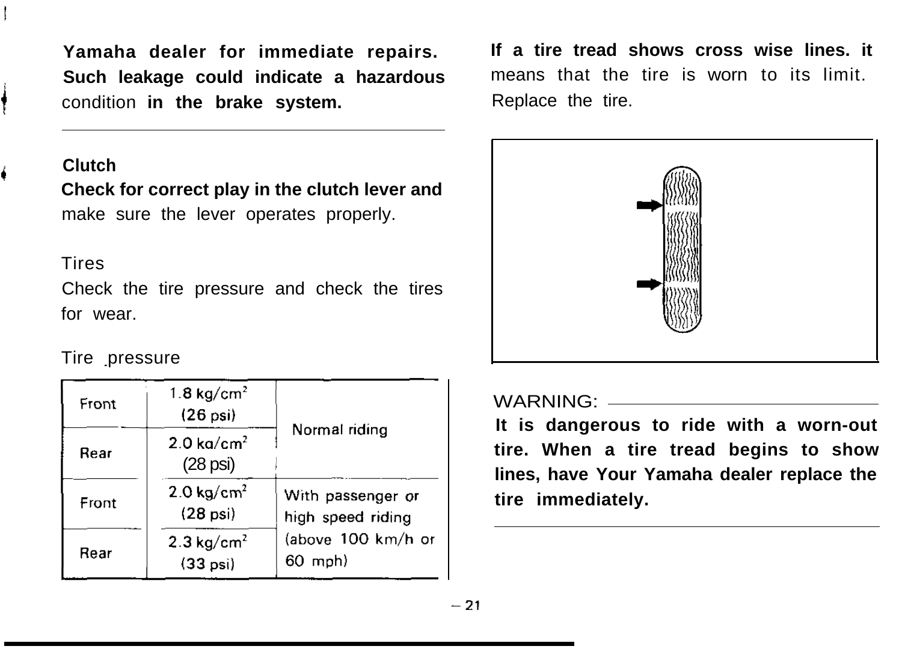**Yamaha dealer for immediate repairs. Such leakage could indicate a hazardous** condition **in the brake system.**

---

### Clutch

**Check for correct play in the clutch lever and** make sure the lever operates properly.

### Tires

Check the tire pressure and check the tires for wear.

Tire pressure

| | | |
|---|---|---|
| Front | 1.8 kg/cm² (26 psi) | Normal riding |
| Rear | 2.0 kg/cm² (28 psi) | |
| Front | 2.0 kg/cm² (28 psi) | With passenger or high speed riding (above 100 km/h or 60 mph) |
| Rear | 2.3 kg/cm² (33 psi) | |

**If a tire tread shows cross wise lines. it** means that the tire is worn to its limit. Replace the tire.

WARNING:

**It is dangerous to ride with a worn-out tire. When a tire tread begins to show lines, have Your Yamaha dealer replace the tire immediately.**

---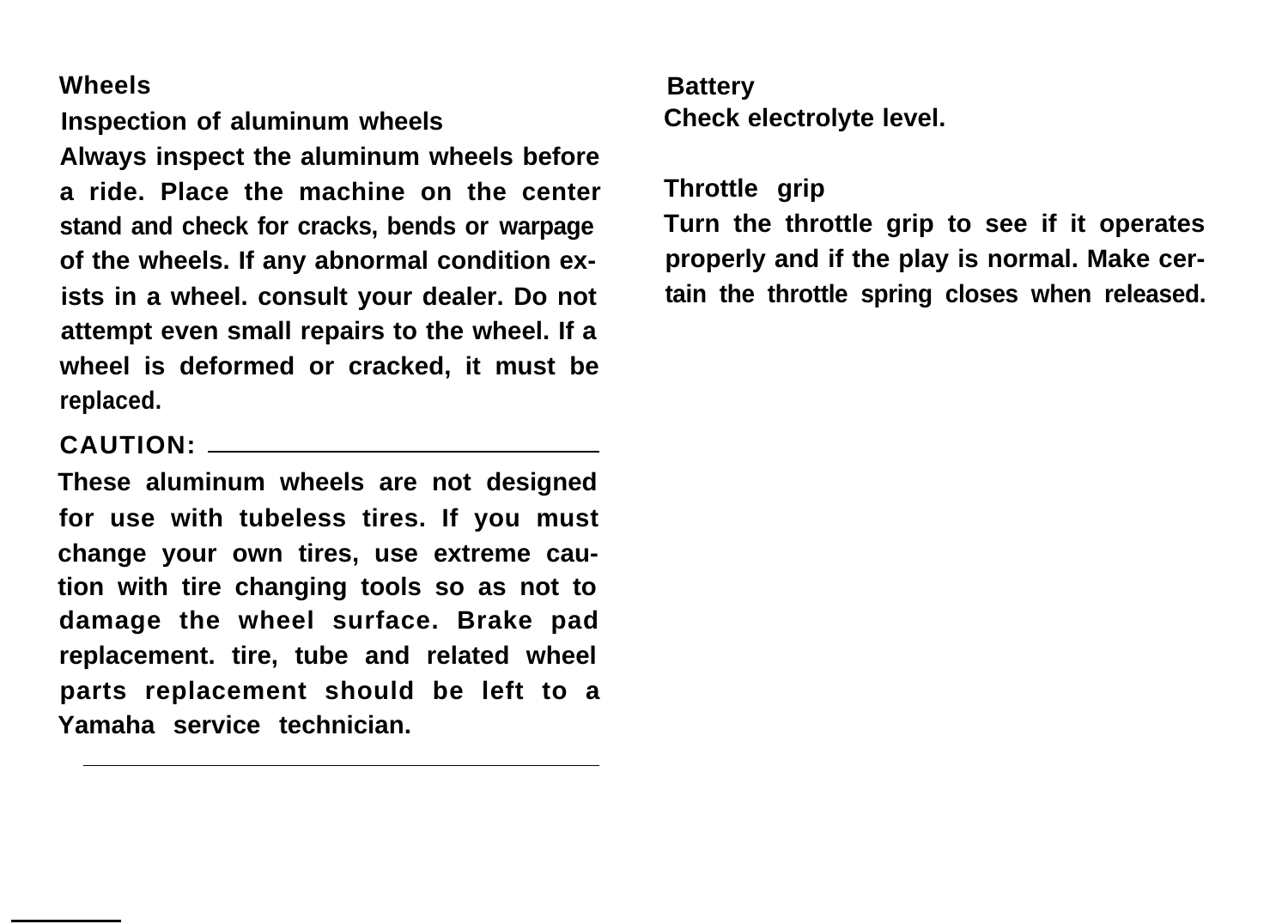## Wheels

### Inspection of aluminum wheels

Always inspect the aluminum wheels before a ride. Place the machine on the center stand and check for cracks, bends or warpage of the wheels. If any abnormal condition exists in a wheel. consult your dealer. Do not attempt even small repairs to the wheel. If a wheel is deformed or cracked, it must be replaced.

**CAUTION:**

These aluminum wheels are not designed for use with tubeless tires. If you must change your own tires, use extreme caution with tire changing tools so as not to damage the wheel surface. Brake pad replacement. tire, tube and related wheel parts replacement should be left to a Yamaha service technician.

## Battery

Check electrolyte level.

## Throttle grip

Turn the throttle grip to see if it operates properly and if the play is normal. Make certain the throttle spring closes when released.